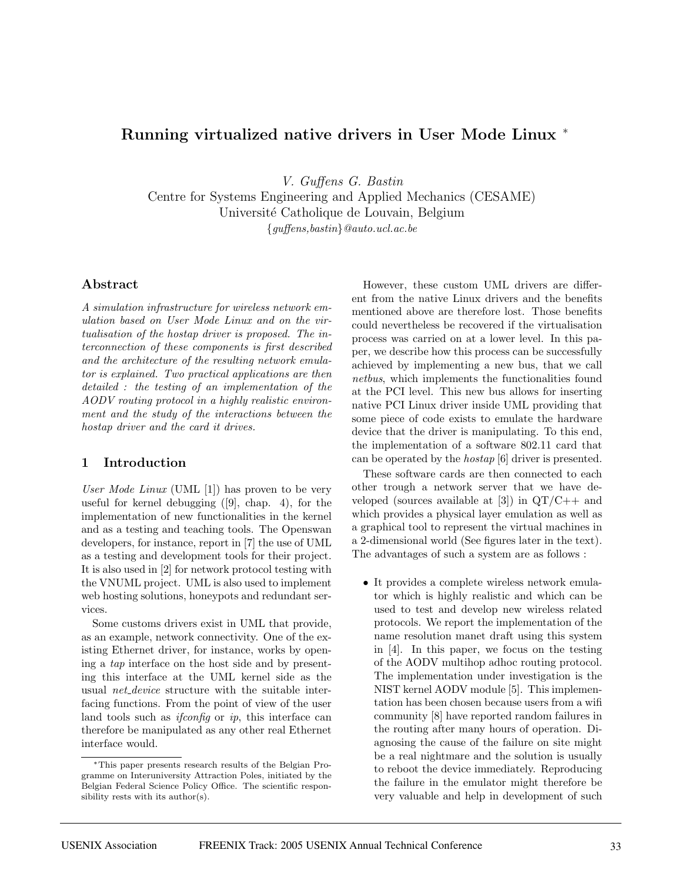# Running virtualized native drivers in User Mode Linux *

*V. Guffens G. Bastin*
Centre for Systems Engineering and Applied Mechanics (CESAME)
Université Catholique de Louvain, Belgium
{*guffens,bastin*}*@auto.ucl.ac.be*

## Abstract

*A simulation infrastructure for wireless network emulation based on User Mode Linux and on the virtualisation of the hostap driver is proposed. The interconnection of these components is first described and the architecture of the resulting network emulator is explained. Two practical applications are then detailed : the testing of an implementation of the AODV routing protocol in a highly realistic environment and the study of the interactions between the hostap driver and the card it drives.*

## 1 Introduction

*User Mode Linux* (UML [1]) has proven to be very useful for kernel debugging ([9], chap. 4), for the implementation of new functionalities in the kernel and as a testing and teaching tools. The Openswan developers, for instance, report in [7] the use of UML as a testing and development tools for their project. It is also used in [2] for network protocol testing with the VNUML project. UML is also used to implement web hosting solutions, honeypots and redundant services.

Some customs drivers exist in UML that provide, as an example, network connectivity. One of the existing Ethernet driver, for instance, works by opening a *tap* interface on the host side and by presenting this interface at the UML kernel side as the usual *net_device* structure with the suitable interfacing functions. From the point of view of the user land tools such as *ifconfig* or *ip*, this interface can therefore be manipulated as any other real Ethernet interface would.

However, these custom UML drivers are different from the native Linux drivers and the benefits mentioned above are therefore lost. Those benefits could nevertheless be recovered if the virtualisation process was carried on at a lower level. In this paper, we describe how this process can be successfully achieved by implementing a new bus, that we call *netbus*, which implements the functionalities found at the PCI level. This new bus allows for inserting native PCI Linux driver inside UML providing that some piece of code exists to emulate the hardware device that the driver is manipulating. To this end, the implementation of a software 802.11 card that can be operated by the *hostap* [6] driver is presented.

These software cards are then connected to each other trough a network server that we have developed (sources available at [3]) in QT/C++ and which provides a physical layer emulation as well as a graphical tool to represent the virtual machines in a 2-dimensional world (See figures later in the text). The advantages of such a system are as follows :

- It provides a complete wireless network emulator which is highly realistic and which can be used to test and develop new wireless related protocols. We report the implementation of the name resolution manet draft using this system in [4]. In this paper, we focus on the testing of the AODV multihop adhoc routing protocol. The implementation under investigation is the NIST kernel AODV module [5]. This implementation has been chosen because users from a wifi community [8] have reported random failures in the routing after many hours of operation. Diagnosing the cause of the failure on site might be a real nightmare and the solution is usually to reboot the device immediately. Reproducing the failure in the emulator might therefore be very valuable and help in development of such

*This paper presents research results of the Belgian Programme on Interuniversity Attraction Poles, initiated by the Belgian Federal Science Policy Office. The scientific responsibility rests with its author(s).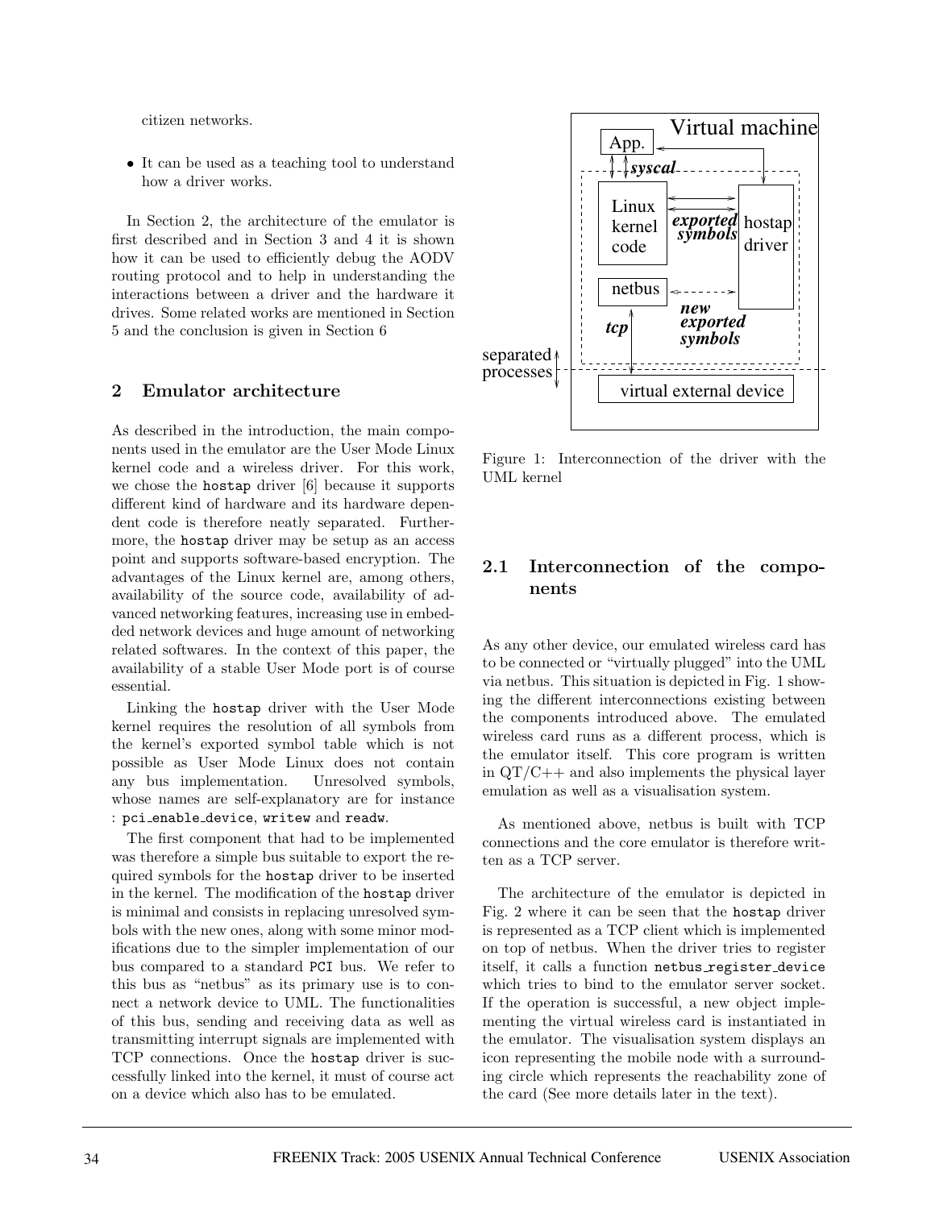citizen networks.

- It can be used as a teaching tool to understand how a driver works.

In Section 2, the architecture of the emulator is first described and in Section 3 and 4 it is shown how it can be used to efficiently debug the AODV routing protocol and to help in understanding the interactions between a driver and the hardware it drives. Some related works are mentioned in Section 5 and the conclusion is given in Section 6

## 2 Emulator architecture

As described in the introduction, the main components used in the emulator are the User Mode Linux kernel code and a wireless driver. For this work, we chose the `hostap` driver [6] because it supports different kind of hardware and its hardware dependent code is therefore neatly separated. Furthermore, the `hostap` driver may be setup as an access point and supports software-based encryption. The advantages of the Linux kernel are, among others, availability of the source code, availability of advanced networking features, increasing use in embedded network devices and huge amount of networking related softwares. In the context of this paper, the availability of a stable User Mode port is of course essential.

Linking the `hostap` driver with the User Mode kernel requires the resolution of all symbols from the kernel's exported symbol table which is not possible as User Mode Linux does not contain any bus implementation. Unresolved symbols, whose names are self-explanatory are for instance : `pci_enable_device`, `writew` and `readw`.

The first component that had to be implemented was therefore a simple bus suitable to export the required symbols for the `hostap` driver to be inserted in the kernel. The modification of the `hostap` driver is minimal and consists in replacing unresolved symbols with the new ones, along with some minor modifications due to the simpler implementation of our bus compared to a standard `PCI` bus. We refer to this bus as "netbus" as its primary use is to connect a network device to UML. The functionalities of this bus, sending and receiving data as well as transmitting interrupt signals are implemented with TCP connections. Once the `hostap` driver is successfully linked into the kernel, it must of course act on a device which also has to be emulated.

Figure 1: Interconnection of the driver with the UML kernel

### 2.1 Interconnection of the components

As any other device, our emulated wireless card has to be connected or "virtually plugged" into the UML via netbus. This situation is depicted in Fig. 1 showing the different interconnections existing between the components introduced above. The emulated wireless card runs as a different process, which is the emulator itself. This core program is written in QT/C++ and also implements the physical layer emulation as well as a visualisation system.

As mentioned above, netbus is built with TCP connections and the core emulator is therefore written as a TCP server.

The architecture of the emulator is depicted in Fig. 2 where it can be seen that the `hostap` driver is represented as a TCP client which is implemented on top of netbus. When the driver tries to register itself, it calls a function `netbus_register_device` which tries to bind to the emulator server socket. If the operation is successful, a new object implementing the virtual wireless card is instantiated in the emulator. The visualisation system displays an icon representing the mobile node with a surrounding circle which represents the reachability zone of the card (See more details later in the text).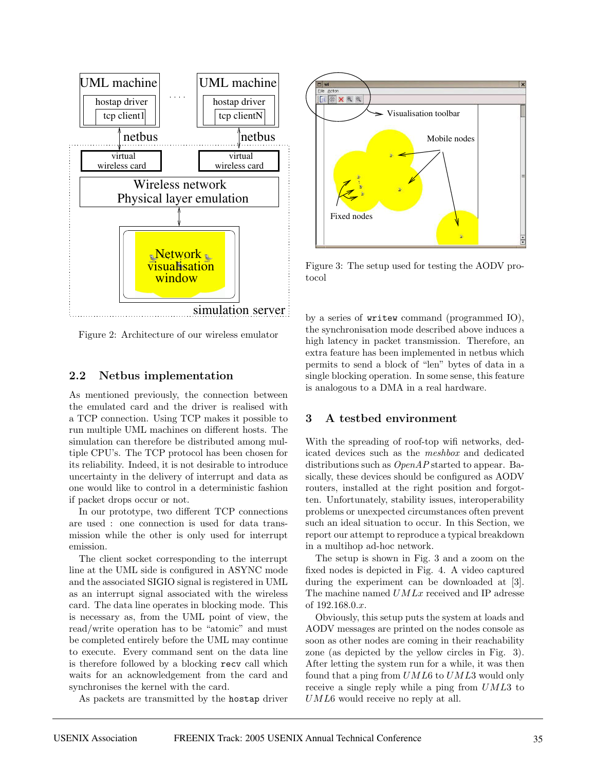Figure 2: Architecture of our wireless emulator

Figure 3: The setup used for testing the AODV protocol

### 2.2 Netbus implementation

As mentioned previously, the connection between the emulated card and the driver is realised with a TCP connection. Using TCP makes it possible to run multiple UML machines on different hosts. The simulation can therefore be distributed among multiple CPU's. The TCP protocol has been chosen for its reliability. Indeed, it is not desirable to introduce uncertainty in the delivery of interrupt and data as one would like to control in a deterministic fashion if packet drops occur or not.

In our prototype, two different TCP connections are used : one connection is used for data transmission while the other is only used for interrupt emission.

The client socket corresponding to the interrupt line at the UML side is configured in ASYNC mode and the associated SIGIO signal is registered in UML as an interrupt signal associated with the wireless card. The data line operates in blocking mode. This is necessary as, from the UML point of view, the read/write operation has to be "atomic" and must be completed entirely before the UML may continue to execute. Every command sent on the data line is therefore followed by a blocking `recv` call which waits for an acknowledgement from the card and synchronises the kernel with the card.

As packets are transmitted by the `hostap` driver by a series of `writew` command (programmed IO), the synchronisation mode described above induces a high latency in packet transmission. Therefore, an extra feature has been implemented in netbus which permits to send a block of "len" bytes of data in a single blocking operation. In some sense, this feature is analogous to a DMA in a real hardware.

## 3 A testbed environment

With the spreading of roof-top wifi networks, dedicated devices such as the *meshbox* and dedicated distributions such as *OpenAP* started to appear. Basically, these devices should be configured as AODV routers, installed at the right position and forgotten. Unfortunately, stability issues, interoperability problems or unexpected circumstances often prevent such an ideal situation to occur. In this Section, we report our attempt to reproduce a typical breakdown in a multihop ad-hoc network.

The setup is shown in Fig. 3 and a zoom on the fixed nodes is depicted in Fig. 4. A video captured during the experiment can be downloaded at [3]. The machine named $UMLx$ received and IP adresse of 192.168.0.$x$.

Obviously, this setup puts the system at loads and AODV messages are printed on the nodes console as soon as other nodes are coming in their reachability zone (as depicted by the yellow circles in Fig. 3). After letting the system run for a while, it was then found that a ping from $UML6$ to $UML3$ would only receive a single reply while a ping from $UML3$ to $UML6$ would receive no reply at all.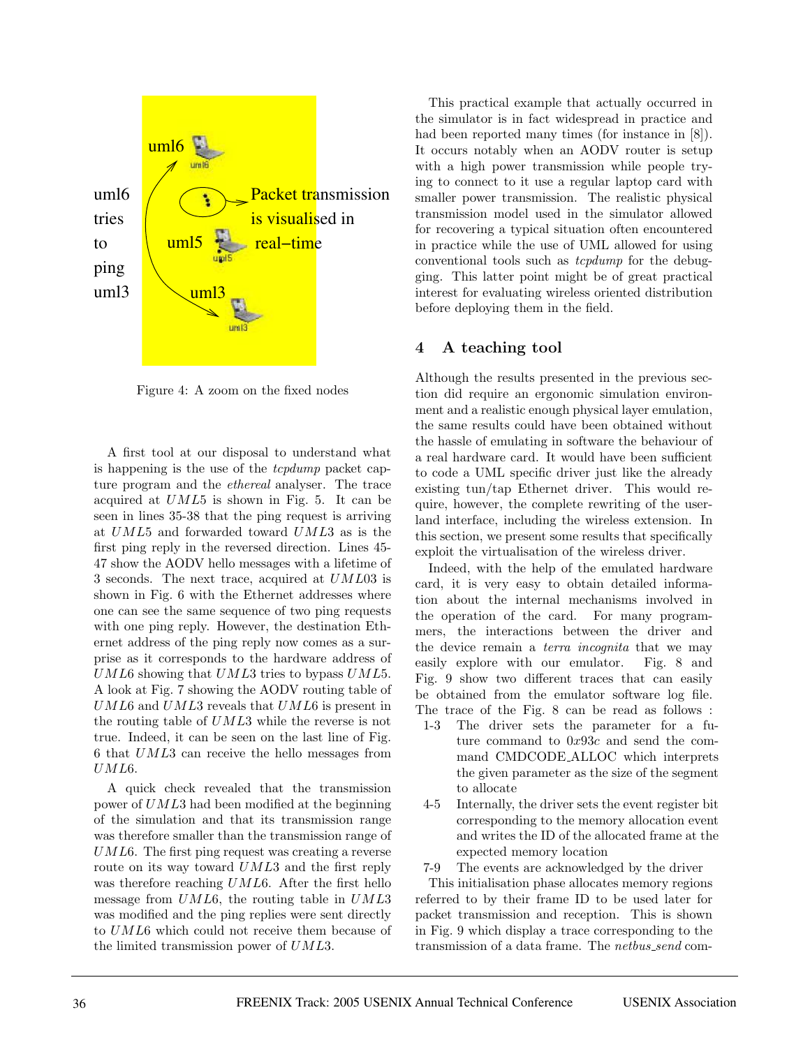Figure 4: A zoom on the fixed nodes

A first tool at our disposal to understand what is happening is the use of the *tcpdump* packet capture program and the *ethereal* analyser. The trace acquired at $UML5$ is shown in Fig. 5. It can be seen in lines 35-38 that the ping request is arriving at $UML5$ and forwarded toward $UML3$ as is the first ping reply in the reversed direction. Lines 45-47 show the AODV hello messages with a lifetime of 3 seconds. The next trace, acquired at $UML03$ is shown in Fig. 6 with the Ethernet addresses where one can see the same sequence of two ping requests with one ping reply. However, the destination Ethernet address of the ping reply now comes as a surprise as it corresponds to the hardware address of $UML6$ showing that $UML3$ tries to bypass $UML5$. A look at Fig. 7 showing the AODV routing table of $UML6$ and $UML3$ reveals that $UML6$ is present in the routing table of $UML3$ while the reverse is not true. Indeed, it can be seen on the last line of Fig. 6 that $UML3$ can receive the hello messages from $UML6$.

A quick check revealed that the transmission power of $UML3$ had been modified at the beginning of the simulation and that its transmission range was therefore smaller than the transmission range of $UML6$. The first ping request was creating a reverse route on its way toward $UML3$ and the first reply was therefore reaching $UML6$. After the first hello message from $UML6$, the routing table in $UML3$ was modified and the ping replies were sent directly to $UML6$ which could not receive them because of the limited transmission power of $UML3$.

This practical example that actually occurred in the simulator is in fact widespread in practice and had been reported many times (for instance in [8]). It occurs notably when an AODV router is setup with a high power transmission while people trying to connect to it use a regular laptop card with smaller power transmission. The realistic physical transmission model used in the simulator allowed for recovering a typical situation often encountered in practice while the use of UML allowed for using conventional tools such as *tcpdump* for the debugging. This latter point might be of great practical interest for evaluating wireless oriented distribution before deploying them in the field.

## 4 A teaching tool

Although the results presented in the previous section did require an ergonomic simulation environment and a realistic enough physical layer emulation, the same results could have been obtained without the hassle of emulating in software the behaviour of a real hardware card. It would have been sufficient to code a UML specific driver just like the already existing tun/tap Ethernet driver. This would require, however, the complete rewriting of the userland interface, including the wireless extension. In this section, we present some results that specifically exploit the virtualisation of the wireless driver.

Indeed, with the help of the emulated hardware card, it is very easy to obtain detailed information about the internal mechanisms involved in the operation of the card. For many programmers, the interactions between the driver and the device remain a *terra incognita* that we may easily explore with our emulator. Fig. 8 and Fig. 9 show two different traces that can easily be obtained from the emulator software log file. The trace of the Fig. 8 can be read as follows :

- 1-3 The driver sets the parameter for a future command to $0x93c$ and send the command CMDCODE_ALLOC which interprets the given parameter as the size of the segment to allocate
- 4-5 Internally, the driver sets the event register bit corresponding to the memory allocation event and writes the ID of the allocated frame at the expected memory location
- 7-9 The events are acknowledged by the driver

This initialisation phase allocates memory regions referred to by their frame ID to be used later for packet transmission and reception. This is shown in Fig. 9 which display a trace corresponding to the transmission of a data frame. The *netbus_send* com-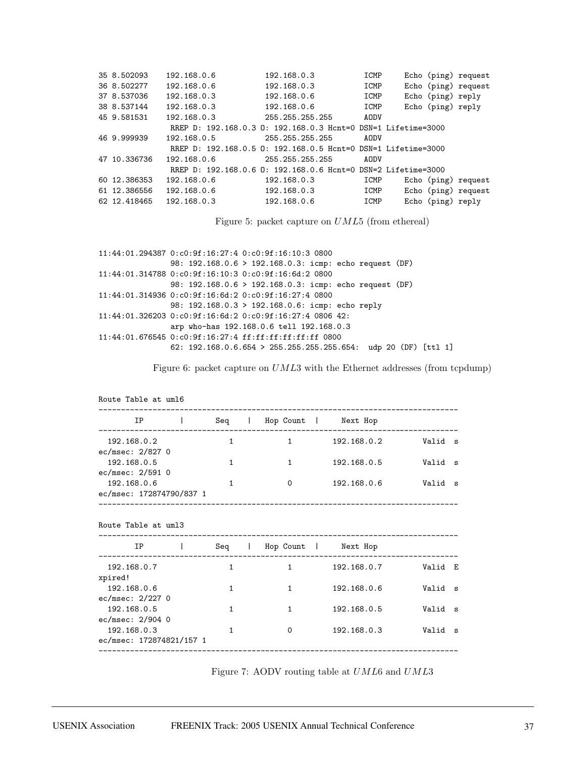```
35 8.502093    192.168.0.6          192.168.0.3          ICMP     Echo (ping) request
36 8.502277    192.168.0.6          192.168.0.3          ICMP     Echo (ping) request
37 8.537036    192.168.0.3          192.168.0.6          ICMP     Echo (ping) reply
38 8.537144    192.168.0.3          192.168.0.6          ICMP     Echo (ping) reply
45 9.581531    192.168.0.3          255.255.255.255      AODV
               RREP D: 192.168.0.3 O: 192.168.0.3 Hcnt=0 DSN=1 Lifetime=3000
46 9.999939    192.168.0.5          255.255.255.255      AODV
               RREP D: 192.168.0.5 O: 192.168.0.5 Hcnt=0 DSN=1 Lifetime=3000
47 10.336736   192.168.0.6          255.255.255.255      AODV
               RREP D: 192.168.0.6 O: 192.168.0.6 Hcnt=0 DSN=2 Lifetime=3000
60 12.386353   192.168.0.6          192.168.0.3          ICMP     Echo (ping) request
61 12.386556   192.168.0.6          192.168.0.3          ICMP     Echo (ping) request
62 12.418465   192.168.0.3          192.168.0.6          ICMP     Echo (ping) reply
```

Figure 5: packet capture on $UML5$ (from ethereal)

```
11:44:01.294387 0:c0:9f:16:27:4 0:c0:9f:16:10:3 0800
                98: 192.168.0.6 > 192.168.0.3: icmp: echo request (DF)
11:44:01.314788 0:c0:9f:16:10:3 0:c0:9f:16:6d:2 0800
                98: 192.168.0.6 > 192.168.0.3: icmp: echo request (DF)
11:44:01.314936 0:c0:9f:16:6d:2 0:c0:9f:16:27:4 0800
                98: 192.168.0.3 > 192.168.0.6: icmp: echo reply
11:44:01.326203 0:c0:9f:16:6d:2 0:c0:9f:16:27:4 0806 42:
                arp who-has 192.168.0.6 tell 192.168.0.3
11:44:01.676545 0:c0:9f:16:27:4 ff:ff:ff:ff:ff:ff 0800
                62: 192.168.0.6.654 > 255.255.255.255.654:  udp 20 (DF) [ttl 1]
```

Figure 6: packet capture on $UML3$ with the Ethernet addresses (from tcpdump)

```
Route Table at uml6
--------------------------------------------------------------------------------
        IP       |       Seq     |   Hop Count   |     Next Hop
--------------------------------------------------------------------------------
  192.168.0.2               1            1         192.168.0.2         Valid  s
ec/msec: 2/827 0
  192.168.0.5               1            1         192.168.0.5         Valid  s
ec/msec: 2/591 0
  192.168.0.6               1            0         192.168.0.6         Valid  s
ec/msec: 172874790/837 1
--------------------------------------------------------------------------------

Route Table at uml3
--------------------------------------------------------------------------------
        IP       |       Seq     |   Hop Count   |     Next Hop
--------------------------------------------------------------------------------
  192.168.0.7               1            1         192.168.0.7         Valid  E
xpired!
  192.168.0.6               1            1         192.168.0.6         Valid  s
ec/msec: 2/227 0
  192.168.0.5               1            1         192.168.0.5         Valid  s
ec/msec: 2/904 0
  192.168.0.3               1            0         192.168.0.3         Valid  s
ec/msec: 172874821/157 1
--------------------------------------------------------------------------------
```

Figure 7: AODV routing table at $UML6$ and $UML3$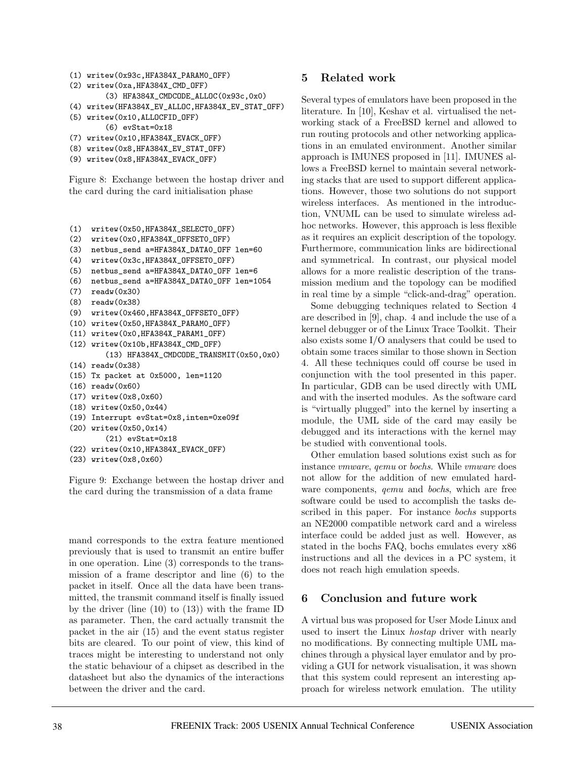```
(1) writew(0x93c,HFA384X_PARAM0_OFF)
(2) writew(0xa,HFA384X_CMD_OFF)
        (3) HFA384X_CMDCODE_ALLOC(0x93c,0x0)
(4) writew(HFA384X_EV_ALLOC,HFA384X_EV_STAT_OFF)
(5) writew(0x10,ALLOCFID_OFF)
        (6) evStat=0x18
(7) writew(0x10,HFA384X_EVACK_OFF)
(8) writew(0x8,HFA384X_EV_STAT_OFF)
(9) writew(0x8,HFA384X_EVACK_OFF)
```

Figure 8: Exchange between the hostap driver and the card during the card initialisation phase

```
(1)  writew(0x50,HFA384X_SELECT0_OFF)
(2)  writew(0x0,HFA384X_OFFSET0_OFF)
(3)  netbus_send a=HFA384X_DATA0_OFF len=60
(4)  writew(0x3c,HFA384X_OFFSET0_OFF)
(5)  netbus_send a=HFA384X_DATA0_OFF len=6
(6)  netbus_send a=HFA384X_DATA0_OFF len=1054
(7)  readw(0x30)
(8)  readw(0x38)
(9)  writew(0x460,HFA384X_OFFSET0_OFF)
(10) writew(0x50,HFA384X_PARAM0_OFF)
(11) writew(0x0,HFA384X_PARAM1_OFF)
(12) writew(0x10b,HFA384X_CMD_OFF)
        (13) HFA384X_CMDCODE_TRANSMIT(0x50,0x0)
(14) readw(0x38)
(15) Tx packet at 0x5000, len=1120
(16) readw(0x60)
(17) writew(0x8,0x60)
(18) writew(0x50,0x44)
(19) Interrupt evStat=0x8,inten=0xe09f
(20) writew(0x50,0x14)
        (21) evStat=0x18
(22) writew(0x10,HFA384X_EVACK_OFF)
(23) writew(0x8,0x60)
```

Figure 9: Exchange between the hostap driver and the card during the transmission of a data frame

mand corresponds to the extra feature mentioned previously that is used to transmit an entire buffer in one operation. Line (3) corresponds to the transmission of a frame descriptor and line (6) to the packet in itself. Once all the data have been transmitted, the transmit command itself is finally issued by the driver (line (10) to (13)) with the frame ID as parameter. Then, the card actually transmit the packet in the air (15) and the event status register bits are cleared. To our point of view, this kind of traces might be interesting to understand not only the static behaviour of a chipset as described in the datasheet but also the dynamics of the interactions between the driver and the card.

## 5 Related work

Several types of emulators have been proposed in the literature. In [10], Keshav et al. virtualised the networking stack of a FreeBSD kernel and allowed to run routing protocols and other networking applications in an emulated environment. Another similar approach is IMUNES proposed in [11]. IMUNES allows a FreeBSD kernel to maintain several networking stacks that are used to support different applications. However, those two solutions do not support wireless interfaces. As mentioned in the introduction, VNUML can be used to simulate wireless adhoc networks. However, this approach is less flexible as it requires an explicit description of the topology. Furthermore, communication links are bidirectional and symmetrical. In contrast, our physical model allows for a more realistic description of the transmission medium and the topology can be modified in real time by a simple "click-and-drag" operation.

Some debugging techniques related to Section 4 are described in [9], chap. 4 and include the use of a kernel debugger or of the Linux Trace Toolkit. Their also exists some I/O analysers that could be used to obtain some traces similar to those shown in Section 4. All these techniques could off course be used in conjunction with the tool presented in this paper. In particular, GDB can be used directly with UML and with the inserted modules. As the software card is "virtually plugged" into the kernel by inserting a module, the UML side of the card may easily be debugged and its interactions with the kernel may be studied with conventional tools.

Other emulation based solutions exist such as for instance *vmware*, *qemu* or *bochs*. While *vmware* does not allow for the addition of new emulated hardware components, *qemu* and *bochs*, which are free software could be used to accomplish the tasks described in this paper. For instance *bochs* supports an NE2000 compatible network card and a wireless interface could be added just as well. However, as stated in the bochs FAQ, bochs emulates every x86 instructions and all the devices in a PC system, it does not reach high emulation speeds.

## 6 Conclusion and future work

A virtual bus was proposed for User Mode Linux and used to insert the Linux *hostap* driver with nearly no modifications. By connecting multiple UML machines through a physical layer emulator and by providing a GUI for network visualisation, it was shown that this system could represent an interesting approach for wireless network emulation. The utility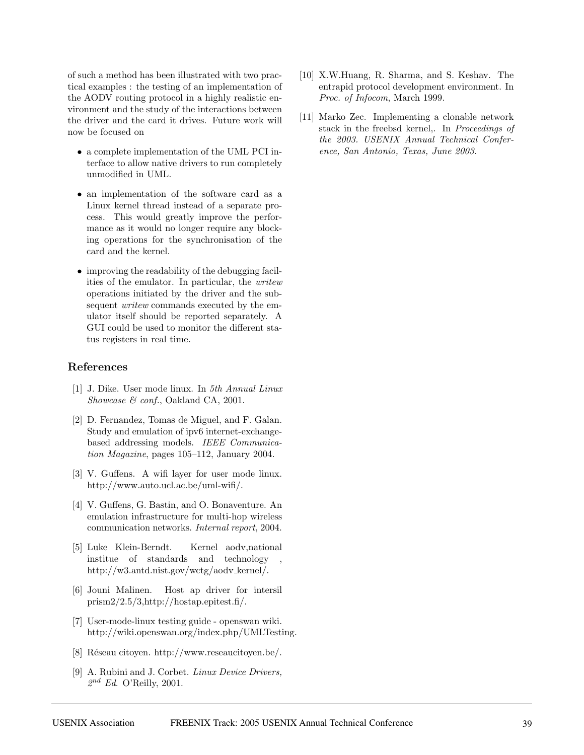of such a method has been illustrated with two practical examples : the testing of an implementation of the AODV routing protocol in a highly realistic environment and the study of the interactions between the driver and the card it drives. Future work will now be focused on

- a complete implementation of the UML PCI interface to allow native drivers to run completely unmodified in UML.
- an implementation of the software card as a Linux kernel thread instead of a separate process. This would greatly improve the performance as it would no longer require any blocking operations for the synchronisation of the card and the kernel.
- improving the readability of the debugging facilities of the emulator. In particular, the *writew* operations initiated by the driver and the subsequent *writew* commands executed by the emulator itself should be reported separately. A GUI could be used to monitor the different status registers in real time.

## References

[1] J. Dike. User mode linux. In *5th Annual Linux Showcase & conf.*, Oakland CA, 2001.

[2] D. Fernandez, Tomas de Miguel, and F. Galan. Study and emulation of ipv6 internet-exchange-based addressing models. *IEEE Communication Magazine*, pages 105–112, January 2004.

[3] V. Guffens. A wifi layer for user mode linux. http://www.auto.ucl.ac.be/uml-wifi/.

[4] V. Guffens, G. Bastin, and O. Bonaventure. An emulation infrastructure for multi-hop wireless communication networks. *Internal report*, 2004.

[5] Luke Klein-Berndt. Kernel aodv,national institue of standards and technology , http://w3.antd.nist.gov/wctg/aodv_kernel/.

[6] Jouni Malinen. Host ap driver for intersil prism2/2.5/3,http://hostap.epitest.fi/.

[7] User-mode-linux testing guide - openswan wiki. http://wiki.openswan.org/index.php/UMLTesting.

[8] Réseau citoyen. http://www.reseaucitoyen.be/.

[9] A. Rubini and J. Corbet. *Linux Device Drivers, 2nd Ed*. O'Reilly, 2001.

[10] X.W.Huang, R. Sharma, and S. Keshav. The entrapid protocol development environment. In *Proc. of Infocom*, March 1999.

[11] Marko Zec. Implementing a clonable network stack in the freebsd kernel,. In *Proceedings of the 2003. USENIX Annual Technical Conference, San Antonio, Texas, June 2003.*